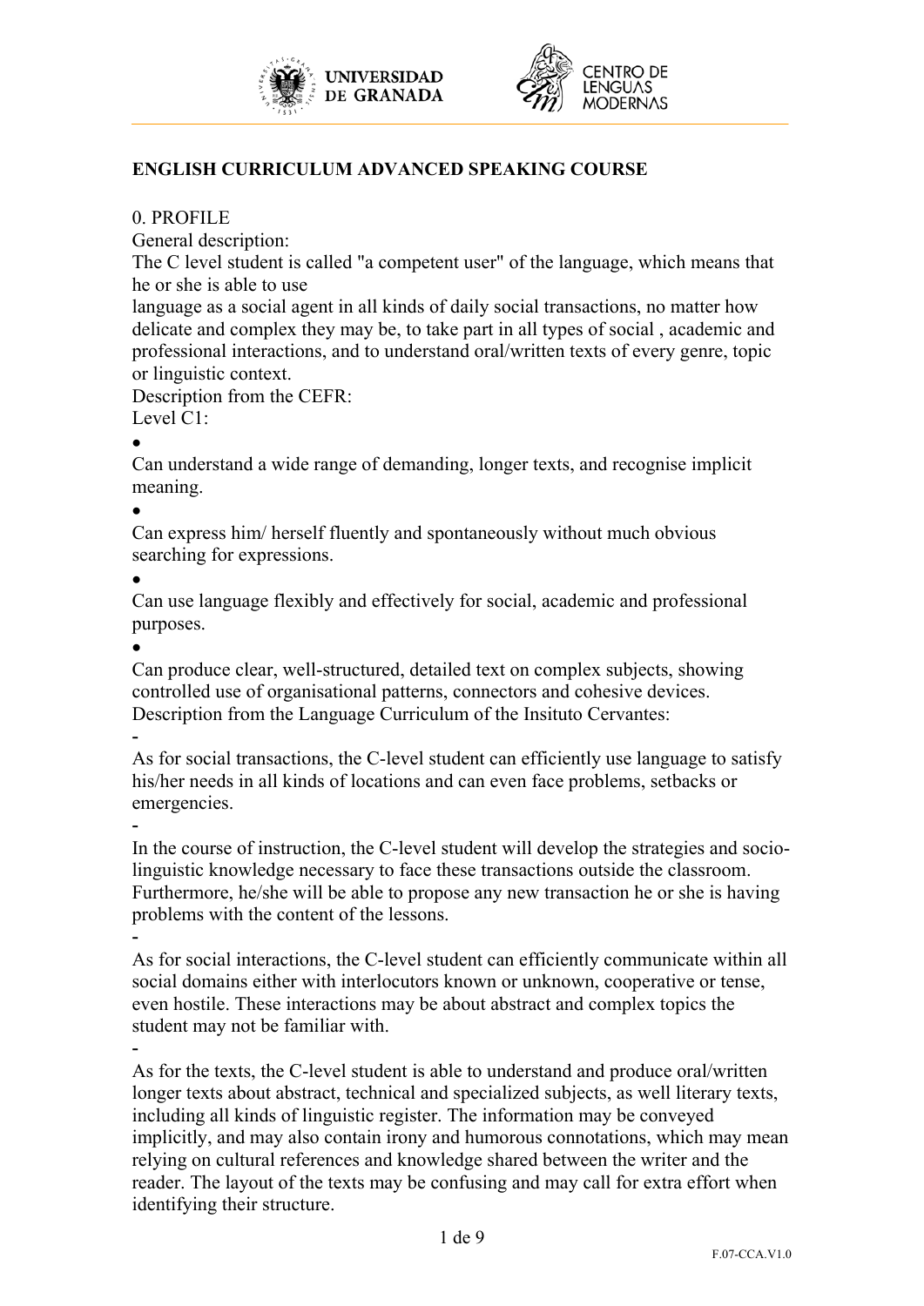**ENGLISH CURRICULUM ADVANCED SPEAKING COURSE**

0. PROFILE

General description:

The C level student is called "a competent user" of the language, which means that he or she is able to use language as a social agent in all kinds of daily social transactions, no matter how delicate and complex they may be, to take part in all types of social , academic and professional interactions, and to understand oral/written texts of every genre, topic or linguistic context.

Description from the CEFR:

Level C1:

- Can understand a wide range of demanding, longer texts, and recognise implicit meaning.
- Can express him/ herself fluently and spontaneously without much obvious searching for expressions.
- Can use language flexibly and effectively for social, academic and professional purposes.
- Can produce clear, well-structured, detailed text on complex subjects, showing controlled use of organisational patterns, connectors and cohesive devices.

Description from the Language Curriculum of the Insituto Cervantes:

- As for social transactions, the C-level student can efficiently use language to satisfy his/her needs in all kinds of locations and can even face problems, setbacks or emergencies.
- In the course of instruction, the C-level student will develop the strategies and socio-linguistic knowledge necessary to face these transactions outside the classroom. Furthermore, he/she will be able to propose any new transaction he or she is having problems with the content of the lessons.
- As for social interactions, the C-level student can efficiently communicate within all social domains either with interlocutors known or unknown, cooperative or tense, even hostile. These interactions may be about abstract and complex topics the student may not be familiar with.
- As for the texts, the C-level student is able to understand and produce oral/written longer texts about abstract, technical and specialized subjects, as well literary texts, including all kinds of linguistic register. The information may be conveyed implicitly, and may also contain irony and humorous connotations, which may mean relying on cultural references and knowledge shared between the writer and the reader. The layout of the texts may be confusing and may call for extra effort when identifying their structure.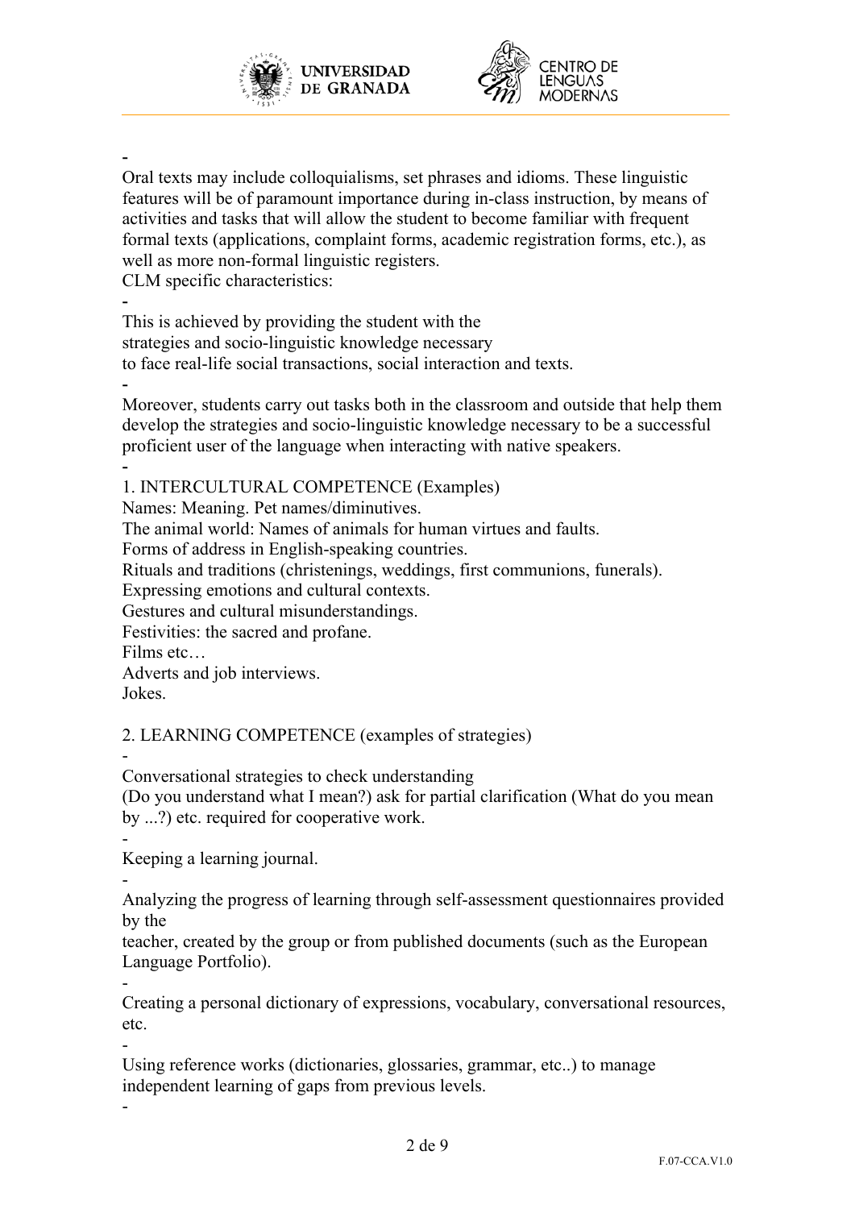- Oral texts may include colloquialisms, set phrases and idioms. These linguistic features will be of paramount importance during in-class instruction, by means of activities and tasks that will allow the student to become familiar with frequent formal texts (applications, complaint forms, academic registration forms, etc.), as well as more non-formal linguistic registers.

CLM specific characteristics:

- This is achieved by providing the student with the strategies and socio-linguistic knowledge necessary to face real-life social transactions, social interaction and texts.
- Moreover, students carry out tasks both in the classroom and outside that help them develop the strategies and socio-linguistic knowledge necessary to be a successful proficient user of the language when interacting with native speakers.
-

1. INTERCULTURAL COMPETENCE (Examples)

Names: Meaning. Pet names/diminutives.
The animal world: Names of animals for human virtues and faults.
Forms of address in English-speaking countries.
Rituals and traditions (christenings, weddings, first communions, funerals).
Expressing emotions and cultural contexts.
Gestures and cultural misunderstandings.
Festivities: the sacred and profane.
Films etc…
Adverts and job interviews.
Jokes.

2. LEARNING COMPETENCE (examples of strategies)

- Conversational strategies to check understanding (Do you understand what I mean?) ask for partial clarification (What do you mean by ...?) etc. required for cooperative work.
- Keeping a learning journal.
- Analyzing the progress of learning through self-assessment questionnaires provided by the teacher, created by the group or from published documents (such as the European Language Portfolio).
- Creating a personal dictionary of expressions, vocabulary, conversational resources, etc.
- Using reference works (dictionaries, glossaries, grammar, etc..) to manage independent learning of gaps from previous levels.
-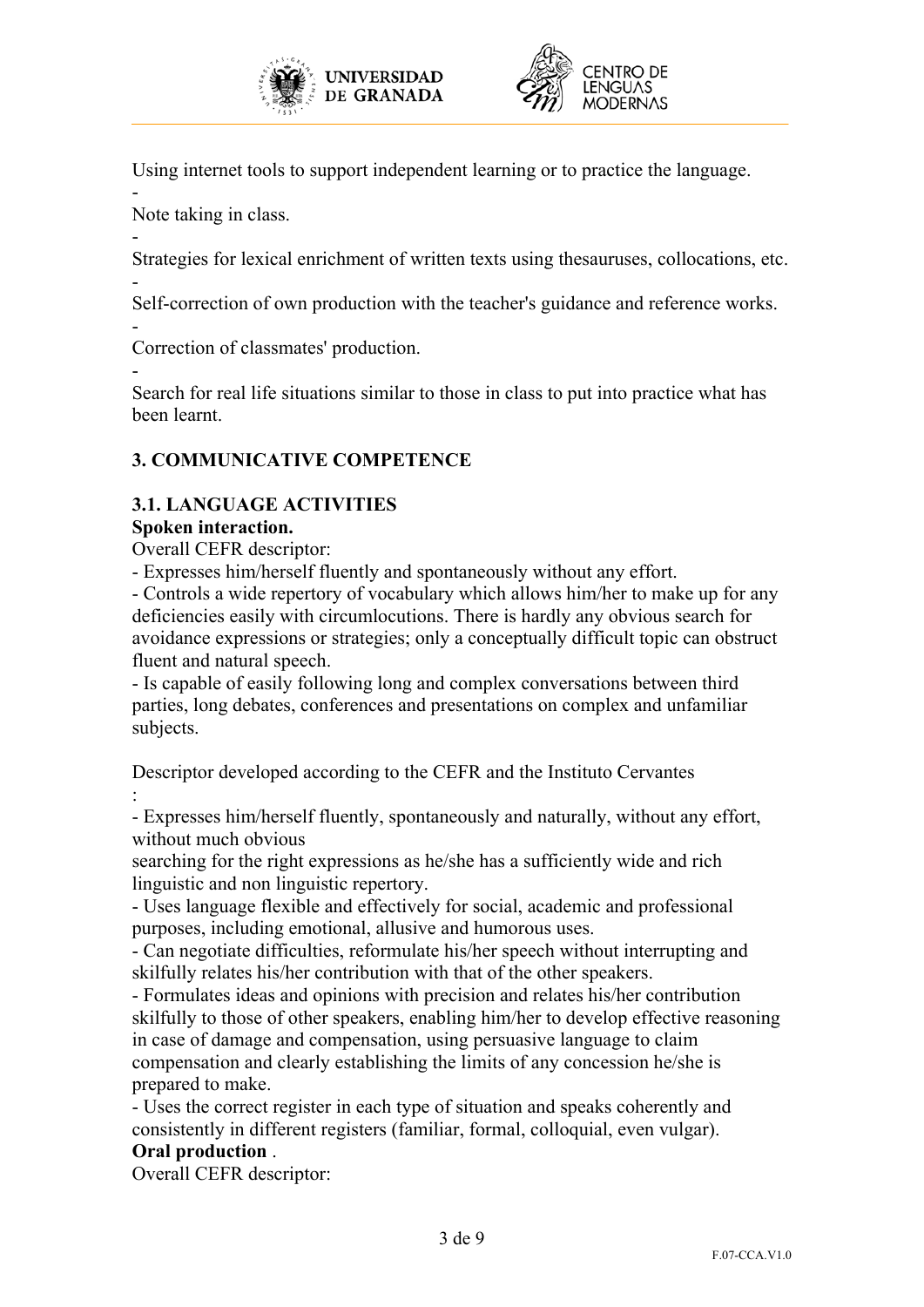Using internet tools to support independent learning or to practice the language.

-

Note taking in class.

-

Strategies for lexical enrichment of written texts using thesauruses, collocations, etc.

-

Self-correction of own production with the teacher's guidance and reference works.

-

Correction of classmates' production.

-

Search for real life situations similar to those in class to put into practice what has been learnt.

## 3. COMMUNICATIVE COMPETENCE

### 3.1. LANGUAGE ACTIVITIES

**Spoken interaction.**

Overall CEFR descriptor:

- Expresses him/herself fluently and spontaneously without any effort.
- Controls a wide repertory of vocabulary which allows him/her to make up for any deficiencies easily with circumlocutions. There is hardly any obvious search for avoidance expressions or strategies; only a conceptually difficult topic can obstruct fluent and natural speech.
- Is capable of easily following long and complex conversations between third parties, long debates, conferences and presentations on complex and unfamiliar subjects.

Descriptor developed according to the CEFR and the Instituto Cervantes

:

- Expresses him/herself fluently, spontaneously and naturally, without any effort, without much obvious searching for the right expressions as he/she has a sufficiently wide and rich linguistic and non linguistic repertory.
- Uses language flexible and effectively for social, academic and professional purposes, including emotional, allusive and humorous uses.
- Can negotiate difficulties, reformulate his/her speech without interrupting and skilfully relates his/her contribution with that of the other speakers.
- Formulates ideas and opinions with precision and relates his/her contribution skilfully to those of other speakers, enabling him/her to develop effective reasoning in case of damage and compensation, using persuasive language to claim compensation and clearly establishing the limits of any concession he/she is prepared to make.
- Uses the correct register in each type of situation and speaks coherently and consistently in different registers (familiar, formal, colloquial, even vulgar).

**Oral production** .

Overall CEFR descriptor: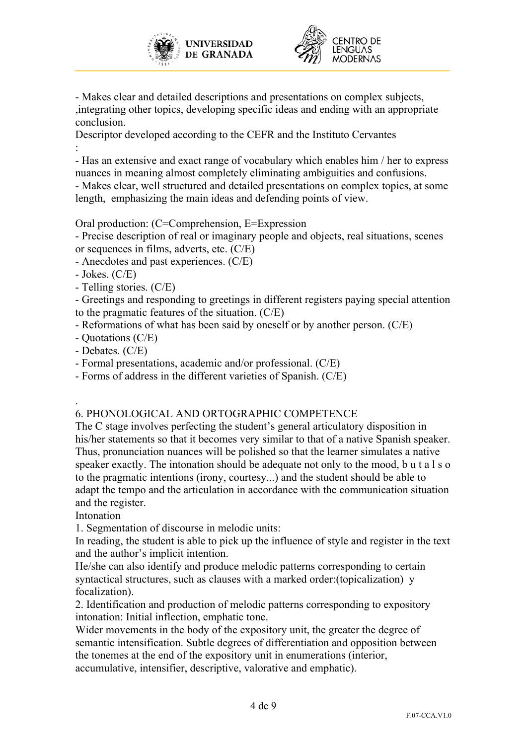- Makes clear and detailed descriptions and presentations on complex subjects, ,integrating other topics, developing specific ideas and ending with an appropriate conclusion.

Descriptor developed according to the CEFR and the Instituto Cervantes
:

- Has an extensive and exact range of vocabulary which enables him / her to express nuances in meaning almost completely eliminating ambiguities and confusions.
- Makes clear, well structured and detailed presentations on complex topics, at some length, emphasizing the main ideas and defending points of view.

Oral production: (C=Comprehension, E=Expression

- Precise description of real or imaginary people and objects, real situations, scenes or sequences in films, adverts, etc. (C/E)
- Anecdotes and past experiences. (C/E)
- Jokes. (C/E)
- Telling stories. (C/E)
- Greetings and responding to greetings in different registers paying special attention to the pragmatic features of the situation. (C/E)
- Reformations of what has been said by oneself or by another person. (C/E)
- Quotations (C/E)
- Debates. (C/E)
- Formal presentations, academic and/or professional. (C/E)
- Forms of address in the different varieties of Spanish. (C/E)

.

## 6. PHONOLOGICAL AND ORTOGRAPHIC COMPETENCE

The C stage involves perfecting the student's general articulatory disposition in his/her statements so that it becomes very similar to that of a native Spanish speaker. Thus, pronunciation nuances will be polished so that the learner simulates a native speaker exactly. The intonation should be adequate not only to the mood, b u t a l s o to the pragmatic intentions (irony, courtesy...) and the student should be able to adapt the tempo and the articulation in accordance with the communication situation and the register.

Intonation

1. Segmentation of discourse in melodic units:

In reading, the student is able to pick up the influence of style and register in the text and the author's implicit intention.

He/she can also identify and produce melodic patterns corresponding to certain syntactical structures, such as clauses with a marked order:(topicalization) y focalization).

2. Identification and production of melodic patterns corresponding to expository intonation: Initial inflection, emphatic tone.

Wider movements in the body of the expository unit, the greater the degree of semantic intensification. Subtle degrees of differentiation and opposition between the tonemes at the end of the expository unit in enumerations (interior, accumulative, intensifier, descriptive, valorative and emphatic).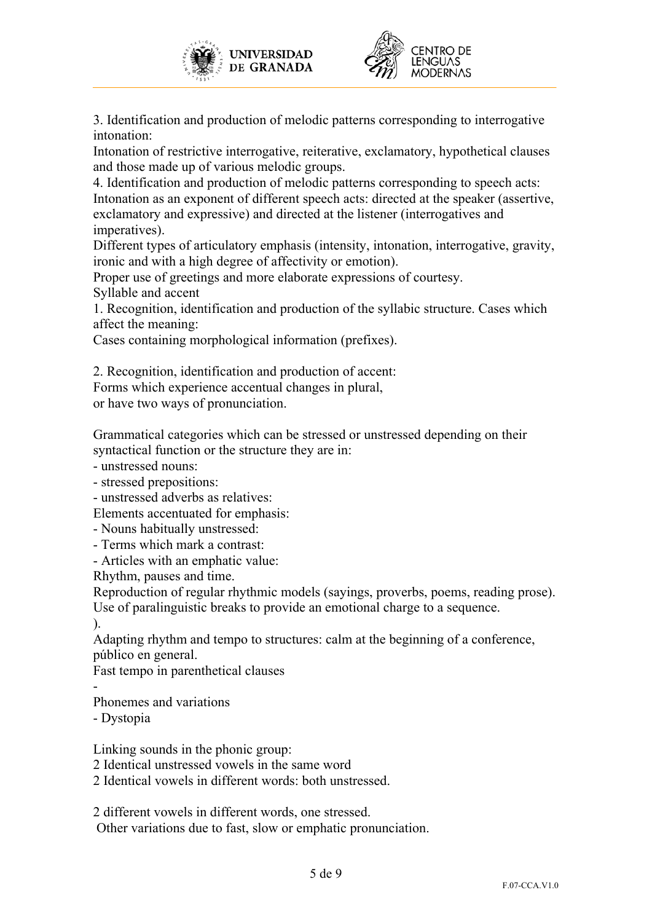3. Identification and production of melodic patterns corresponding to interrogative intonation:
Intonation of restrictive interrogative, reiterative, exclamatory, hypothetical clauses and those made up of various melodic groups.
4. Identification and production of melodic patterns corresponding to speech acts:
Intonation as an exponent of different speech acts: directed at the speaker (assertive, exclamatory and expressive) and directed at the listener (interrogatives and imperatives).
Different types of articulatory emphasis (intensity, intonation, interrogative, gravity, ironic and with a high degree of affectivity or emotion).
Proper use of greetings and more elaborate expressions of courtesy.
Syllable and accent
1. Recognition, identification and production of the syllabic structure. Cases which affect the meaning:
Cases containing morphological information (prefixes).

2. Recognition, identification and production of accent:
Forms which experience accentual changes in plural,
or have two ways of pronunciation.

Grammatical categories which can be stressed or unstressed depending on their syntactical function or the structure they are in:
- unstressed nouns:
- stressed prepositions:
- unstressed adverbs as relatives:
Elements accentuated for emphasis:
- Nouns habitually unstressed:
- Terms which mark a contrast:
- Articles with an emphatic value:
Rhythm, pauses and time.
Reproduction of regular rhythmic models (sayings, proverbs, poems, reading prose).
Use of paralinguistic breaks to provide an emotional charge to a sequence.
).
Adapting rhythm and tempo to structures: calm at the beginning of a conference, público en general.
Fast tempo in parenthetical clauses
-
Phonemes and variations
- Dystopia

Linking sounds in the phonic group:
2 Identical unstressed vowels in the same word
2 Identical vowels in different words: both unstressed.

2 different vowels in different words, one stressed.
Other variations due to fast, slow or emphatic pronunciation.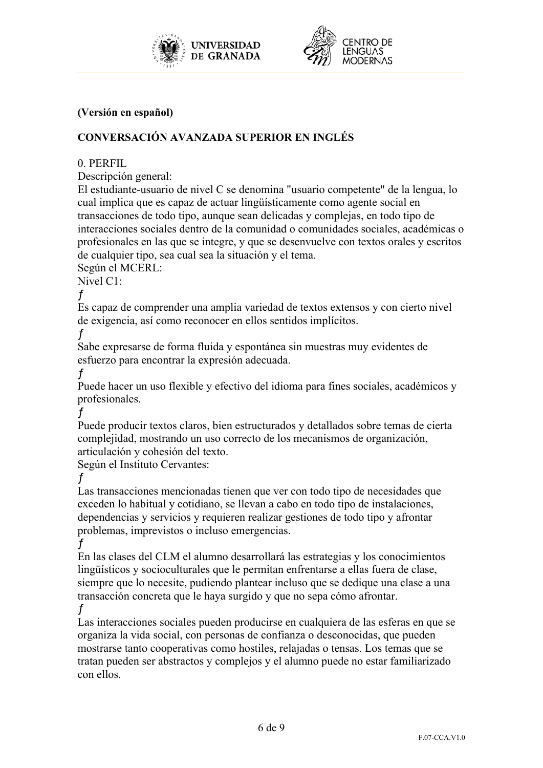**(Versión en español)**

## CONVERSACIÓN AVANZADA SUPERIOR EN INGLÉS

0. PERFIL

Descripción general:

El estudiante-usuario de nivel C se denomina "usuario competente" de la lengua, lo cual implica que es capaz de actuar lingüísticamente como agente social en transacciones de todo tipo, aunque sean delicadas y complejas, en todo tipo de interacciones sociales dentro de la comunidad o comunidades sociales, académicas o profesionales en las que se integre, y que se desenvuelve con textos orales y escritos de cualquier tipo, sea cual sea la situación y el tema.

Según el MCERL:

Nivel C1:

- Es capaz de comprender una amplia variedad de textos extensos y con cierto nivel de exigencia, así como reconocer en ellos sentidos implícitos.
- Sabe expresarse de forma fluida y espontánea sin muestras muy evidentes de esfuerzo para encontrar la expresión adecuada.
- Puede hacer un uso flexible y efectivo del idioma para fines sociales, académicos y profesionales.
- Puede producir textos claros, bien estructurados y detallados sobre temas de cierta complejidad, mostrando un uso correcto de los mecanismos de organización, articulación y cohesión del texto.

Según el Instituto Cervantes:

- Las transacciones mencionadas tienen que ver con todo tipo de necesidades que exceden lo habitual y cotidiano, se llevan a cabo en todo tipo de instalaciones, dependencias y servicios y requieren realizar gestiones de todo tipo y afrontar problemas, imprevistos o incluso emergencias.
- En las clases del CLM el alumno desarrollará las estrategias y los conocimientos lingüísticos y socioculturales que le permitan enfrentarse a ellas fuera de clase, siempre que lo necesite, pudiendo plantear incluso que se dedique una clase a una transacción concreta que le haya surgido y que no sepa cómo afrontar.
- Las interacciones sociales pueden producirse en cualquiera de las esferas en que se organiza la vida social, con personas de confianza o desconocidas, que pueden mostrarse tanto cooperativas como hostiles, relajadas o tensas. Los temas que se tratan pueden ser abstractos y complejos y el alumno puede no estar familiarizado con ellos.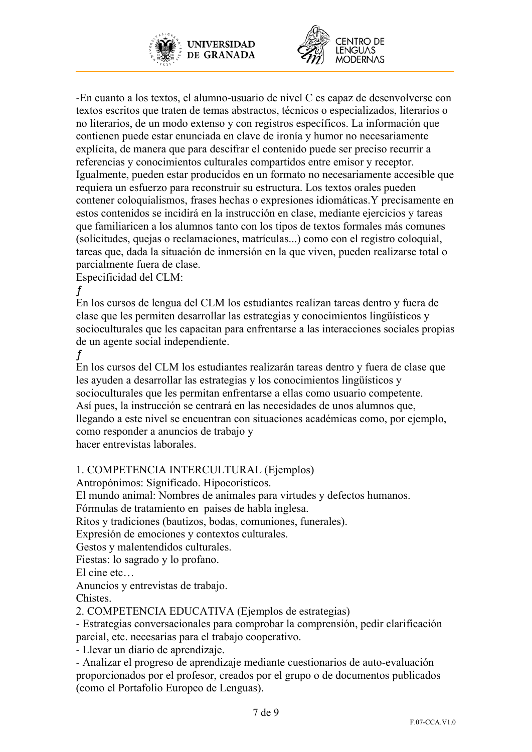-En cuanto a los textos, el alumno-usuario de nivel C es capaz de desenvolverse con textos escritos que traten de temas abstractos, técnicos o especializados, literarios o no literarios, de un modo extenso y con registros específicos. La información que contienen puede estar enunciada en clave de ironía y humor no necesariamente explícita, de manera que para descifrar el contenido puede ser preciso recurrir a referencias y conocimientos culturales compartidos entre emisor y receptor. Igualmente, pueden estar producidos en un formato no necesariamente accesible que requiera un esfuerzo para reconstruir su estructura. Los textos orales pueden contener coloquialismos, frases hechas o expresiones idiomáticas.Y precisamente en estos contenidos se incidirá en la instrucción en clase, mediante ejercicios y tareas que familiaricen a los alumnos tanto con los tipos de textos formales más comunes (solicitudes, quejas o reclamaciones, matrículas...) como con el registro coloquial, tareas que, dada la situación de inmersión en la que viven, pueden realizarse total o parcialmente fuera de clase.

Especificidad del CLM:

ƒ

En los cursos de lengua del CLM los estudiantes realizan tareas dentro y fuera de clase que les permiten desarrollar las estrategias y conocimientos lingüísticos y socioculturales que les capacitan para enfrentarse a las interacciones sociales propias de un agente social independiente.

ƒ

En los cursos del CLM los estudiantes realizarán tareas dentro y fuera de clase que les ayuden a desarrollar las estrategias y los conocimientos lingüísticos y socioculturales que les permitan enfrentarse a ellas como usuario competente.

Así pues, la instrucción se centrará en las necesidades de unos alumnos que, llegando a este nivel se encuentran con situaciones académicas como, por ejemplo, como responder a anuncios de trabajo y

hacer entrevistas laborales.

1. COMPETENCIA INTERCULTURAL (Ejemplos)

Antropónimos: Significado. Hipocorísticos.

El mundo animal: Nombres de animales para virtudes y defectos humanos.

Fórmulas de tratamiento en paises de habla inglesa.

Ritos y tradiciones (bautizos, bodas, comuniones, funerales).

Expresión de emociones y contextos culturales.

Gestos y malentendidos culturales.

Fiestas: lo sagrado y lo profano.

El cine etc…

Anuncios y entrevistas de trabajo.

Chistes.

2. COMPETENCIA EDUCATIVA (Ejemplos de estrategias)

- Estrategias conversacionales para comprobar la comprensión, pedir clarificación parcial, etc. necesarias para el trabajo cooperativo.
- Llevar un diario de aprendizaje.
- Analizar el progreso de aprendizaje mediante cuestionarios de auto-evaluación proporcionados por el profesor, creados por el grupo o de documentos publicados (como el Portafolio Europeo de Lenguas).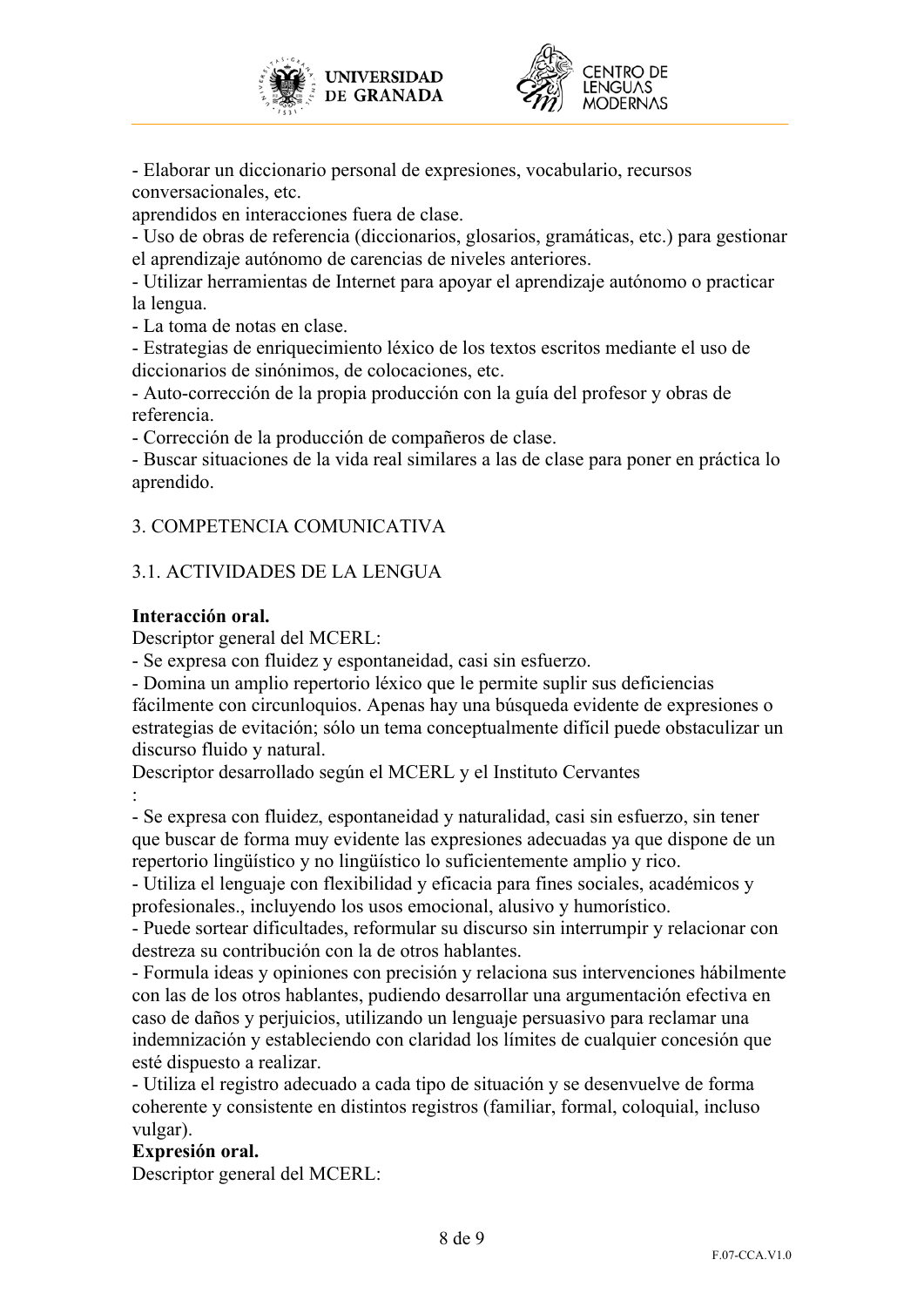- Elaborar un diccionario personal de expresiones, vocabulario, recursos conversacionales, etc.
aprendidos en interacciones fuera de clase.
- Uso de obras de referencia (diccionarios, glosarios, gramáticas, etc.) para gestionar el aprendizaje autónomo de carencias de niveles anteriores.
- Utilizar herramientas de Internet para apoyar el aprendizaje autónomo o practicar la lengua.
- La toma de notas en clase.
- Estrategias de enriquecimiento léxico de los textos escritos mediante el uso de diccionarios de sinónimos, de colocaciones, etc.
- Auto-corrección de la propia producción con la guía del profesor y obras de referencia.
- Corrección de la producción de compañeros de clase.
- Buscar situaciones de la vida real similares a las de clase para poner en práctica lo aprendido.

## 3. COMPETENCIA COMUNICATIVA

### 3.1. ACTIVIDADES DE LA LENGUA

**Interacción oral.**

Descriptor general del MCERL:
- Se expresa con fluidez y espontaneidad, casi sin esfuerzo.
- Domina un amplio repertorio léxico que le permite suplir sus deficiencias fácilmente con circunloquios. Apenas hay una búsqueda evidente de expresiones o estrategias de evitación; sólo un tema conceptualmente difícil puede obstaculizar un discurso fluido y natural.

Descriptor desarrollado según el MCERL y el Instituto Cervantes
:
- Se expresa con fluidez, espontaneidad y naturalidad, casi sin esfuerzo, sin tener que buscar de forma muy evidente las expresiones adecuadas ya que dispone de un repertorio lingüístico y no lingüístico lo suficientemente amplio y rico.
- Utiliza el lenguaje con flexibilidad y eficacia para fines sociales, académicos y profesionales., incluyendo los usos emocional, alusivo y humorístico.
- Puede sortear dificultades, reformular su discurso sin interrumpir y relacionar con destreza su contribución con la de otros hablantes.
- Formula ideas y opiniones con precisión y relaciona sus intervenciones hábilmente con las de los otros hablantes, pudiendo desarrollar una argumentación efectiva en caso de daños y perjuicios, utilizando un lenguaje persuasivo para reclamar una indemnización y estableciendo con claridad los límites de cualquier concesión que esté dispuesto a realizar.
- Utiliza el registro adecuado a cada tipo de situación y se desenvuelve de forma coherente y consistente en distintos registros (familiar, formal, coloquial, incluso vulgar).

**Expresión oral.**

Descriptor general del MCERL: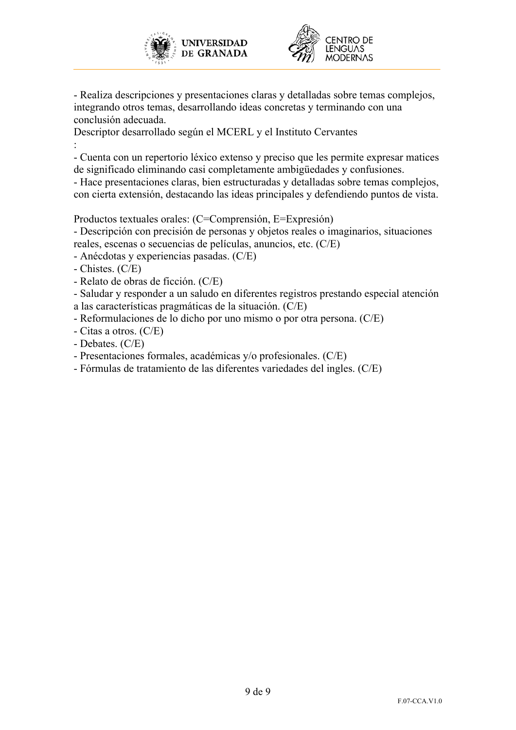- Realiza descripciones y presentaciones claras y detalladas sobre temas complejos, integrando otros temas, desarrollando ideas concretas y terminando con una conclusión adecuada.

Descriptor desarrollado según el MCERL y el Instituto Cervantes
:

- Cuenta con un repertorio léxico extenso y preciso que les permite expresar matices de significado eliminando casi completamente ambigüedades y confusiones.
- Hace presentaciones claras, bien estructuradas y detalladas sobre temas complejos, con cierta extensión, destacando las ideas principales y defendiendo puntos de vista.

Productos textuales orales: (C=Comprensión, E=Expresión)

- Descripción con precisión de personas y objetos reales o imaginarios, situaciones reales, escenas o secuencias de películas, anuncios, etc. (C/E)
- Anécdotas y experiencias pasadas. (C/E)
- Chistes. (C/E)
- Relato de obras de ficción. (C/E)
- Saludar y responder a un saludo en diferentes registros prestando especial atención a las características pragmáticas de la situación. (C/E)
- Reformulaciones de lo dicho por uno mismo o por otra persona. (C/E)
- Citas a otros. (C/E)
- Debates. (C/E)
- Presentaciones formales, académicas y/o profesionales. (C/E)
- Fórmulas de tratamiento de las diferentes variedades del ingles. (C/E)